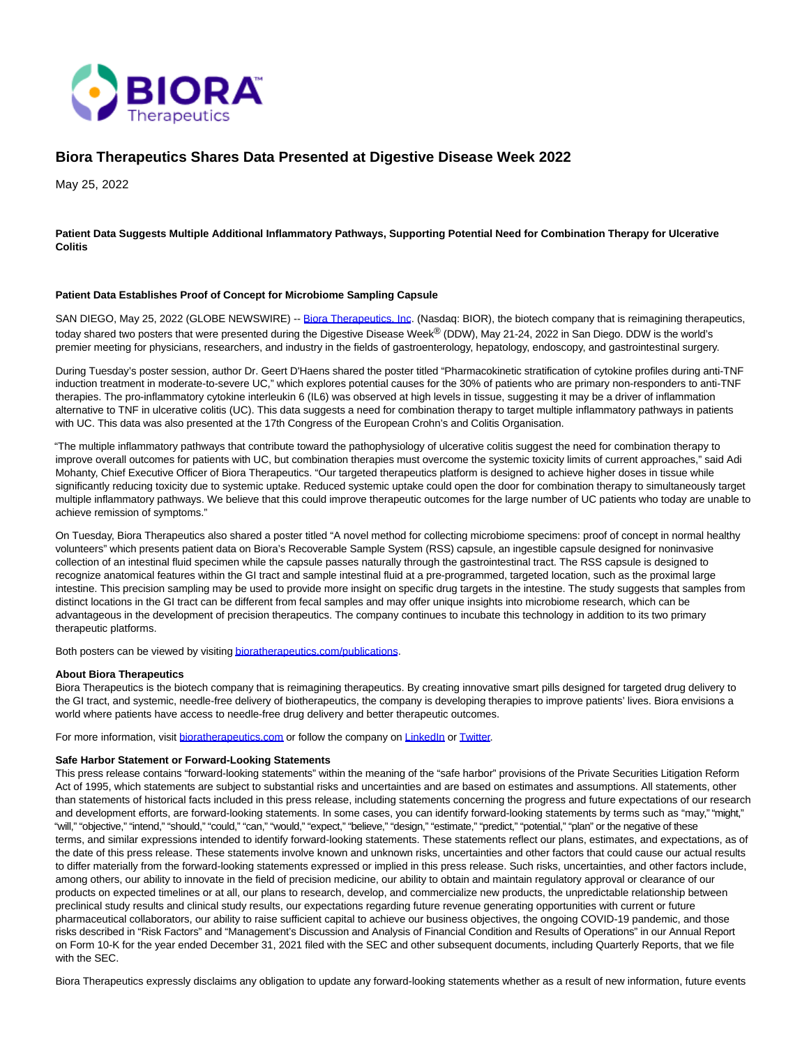# Biora Therapeutics Shares Data Presented at Digestive Disease Week 2022

May 25, 2022

**Patient Data Suggests Multiple Additional Inflammatory Pathways, Supporting Potential Need for Combination Therapy for Ulcerative Colitis**

**Patient Data Establishes Proof of Concept for Microbiome Sampling Capsule**

SAN DIEGO, May 25, 2022 (GLOBE NEWSWIRE) -- Biora Therapeutics, Inc. (Nasdaq: BIOR), the biotech company that is reimagining therapeutics, today shared two posters that were presented during the Digestive Disease Week® (DDW), May 21-24, 2022 in San Diego. DDW is the world's premier meeting for physicians, researchers, and industry in the fields of gastroenterology, hepatology, endoscopy, and gastrointestinal surgery.

During Tuesday's poster session, author Dr. Geert D'Haens shared the poster titled "Pharmacokinetic stratification of cytokine profiles during anti-TNF induction treatment in moderate-to-severe UC," which explores potential causes for the 30% of patients who are primary non-responders to anti-TNF therapies. The pro-inflammatory cytokine interleukin 6 (IL6) was observed at high levels in tissue, suggesting it may be a driver of inflammation alternative to TNF in ulcerative colitis (UC). This data suggests a need for combination therapy to target multiple inflammatory pathways in patients with UC. This data was also presented at the 17th Congress of the European Crohn's and Colitis Organisation.

"The multiple inflammatory pathways that contribute toward the pathophysiology of ulcerative colitis suggest the need for combination therapy to improve overall outcomes for patients with UC, but combination therapies must overcome the systemic toxicity limits of current approaches," said Adi Mohanty, Chief Executive Officer of Biora Therapeutics. "Our targeted therapeutics platform is designed to achieve higher doses in tissue while significantly reducing toxicity due to systemic uptake. Reduced systemic uptake could open the door for combination therapy to simultaneously target multiple inflammatory pathways. We believe that this could improve therapeutic outcomes for the large number of UC patients who today are unable to achieve remission of symptoms."

On Tuesday, Biora Therapeutics also shared a poster titled "A novel method for collecting microbiome specimens: proof of concept in normal healthy volunteers" which presents patient data on Biora's Recoverable Sample System (RSS) capsule, an ingestible capsule designed for noninvasive collection of an intestinal fluid specimen while the capsule passes naturally through the gastrointestinal tract. The RSS capsule is designed to recognize anatomical features within the GI tract and sample intestinal fluid at a pre-programmed, targeted location, such as the proximal large intestine. This precision sampling may be used to provide more insight on specific drug targets in the intestine. The study suggests that samples from distinct locations in the GI tract can be different from fecal samples and may offer unique insights into microbiome research, which can be advantageous in the development of precision therapeutics. The company continues to incubate this technology in addition to its two primary therapeutic platforms.

Both posters can be viewed by visiting bioratherapeutics.com/publications.

**About Biora Therapeutics**
Biora Therapeutics is the biotech company that is reimagining therapeutics. By creating innovative smart pills designed for targeted drug delivery to the GI tract, and systemic, needle-free delivery of biotherapeutics, the company is developing therapies to improve patients' lives. Biora envisions a world where patients have access to needle-free drug delivery and better therapeutic outcomes.

For more information, visit bioratherapeutics.com or follow the company on LinkedIn or Twitter.

**Safe Harbor Statement or Forward-Looking Statements**
This press release contains "forward-looking statements" within the meaning of the "safe harbor" provisions of the Private Securities Litigation Reform Act of 1995, which statements are subject to substantial risks and uncertainties and are based on estimates and assumptions. All statements, other than statements of historical facts included in this press release, including statements concerning the progress and future expectations of our research and development efforts, are forward-looking statements. In some cases, you can identify forward-looking statements by terms such as "may," "might," "will," "objective," "intend," "should," "could," "can," "would," "expect," "believe," "design," "estimate," "predict," "potential," "plan" or the negative of these terms, and similar expressions intended to identify forward-looking statements. These statements reflect our plans, estimates, and expectations, as of the date of this press release. These statements involve known and unknown risks, uncertainties and other factors that could cause our actual results to differ materially from the forward-looking statements expressed or implied in this press release. Such risks, uncertainties, and other factors include, among others, our ability to innovate in the field of precision medicine, our ability to obtain and maintain regulatory approval or clearance of our products on expected timelines or at all, our plans to research, develop, and commercialize new products, the unpredictable relationship between preclinical study results and clinical study results, our expectations regarding future revenue generating opportunities with current or future pharmaceutical collaborators, our ability to raise sufficient capital to achieve our business objectives, the ongoing COVID-19 pandemic, and those risks described in "Risk Factors" and "Management's Discussion and Analysis of Financial Condition and Results of Operations" in our Annual Report on Form 10-K for the year ended December 31, 2021 filed with the SEC and other subsequent documents, including Quarterly Reports, that we file with the SEC.

Biora Therapeutics expressly disclaims any obligation to update any forward-looking statements whether as a result of new information, future events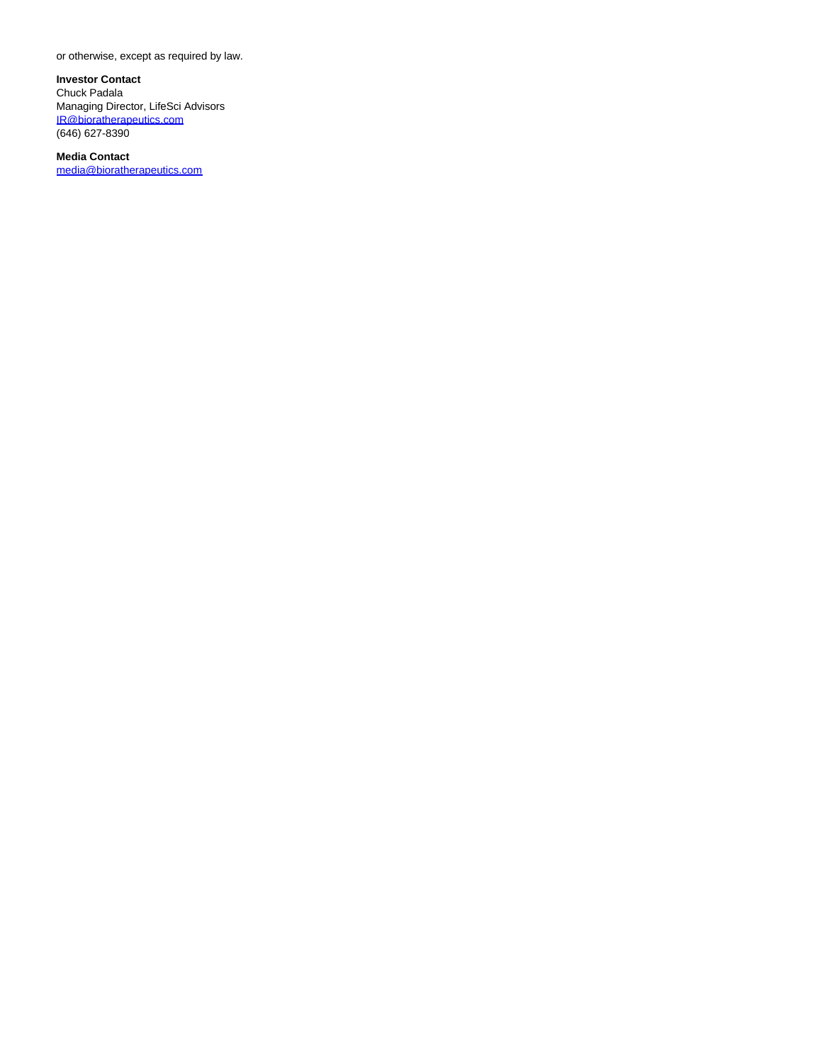or otherwise, except as required by law.

**Investor Contact**
Chuck Padala
Managing Director, LifeSci Advisors
IR@bioratherapeutics.com
(646) 627-8390

**Media Contact**
media@bioratherapeutics.com